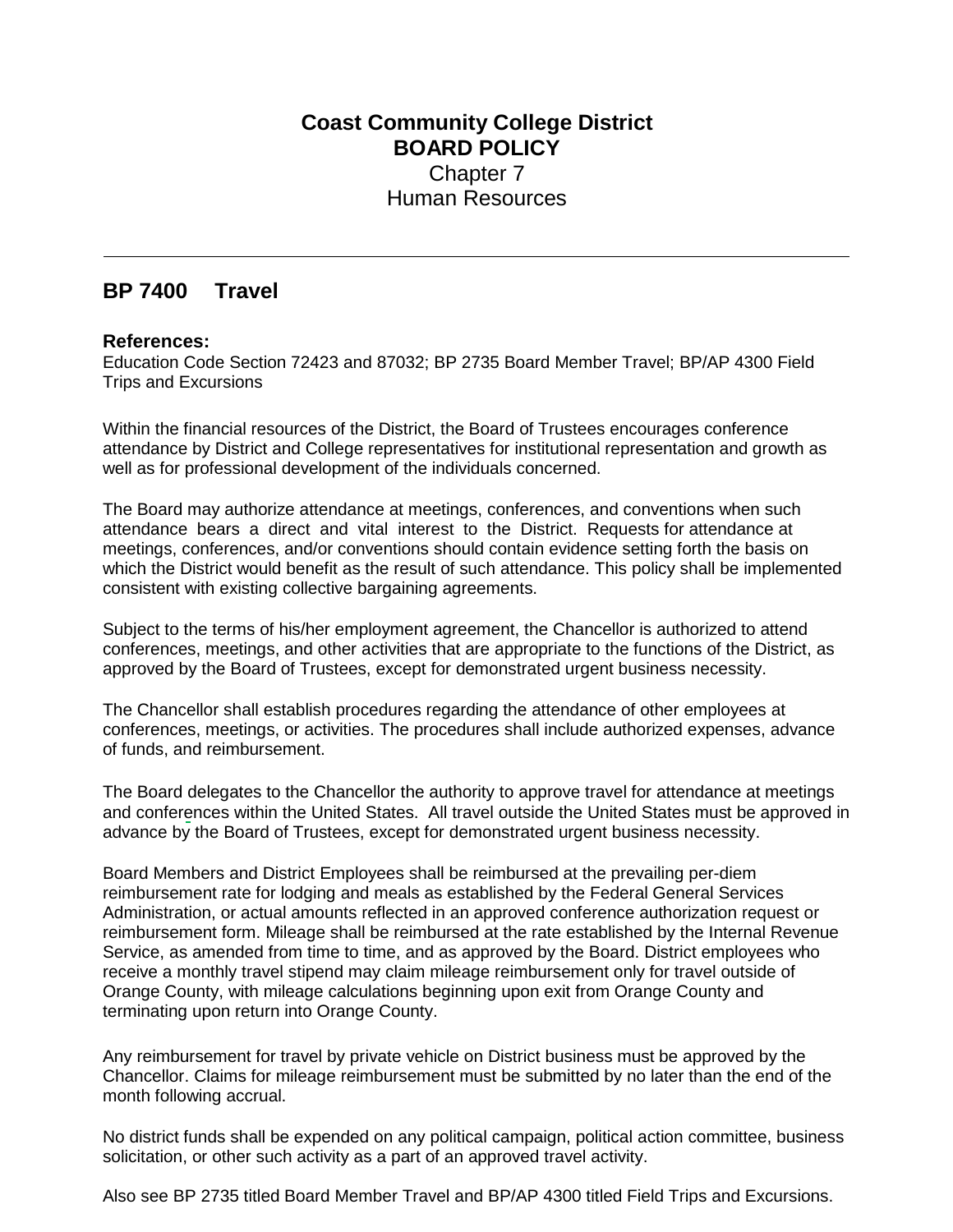# Coast Community College District
## BOARD POLICY
Chapter 7
Human Resources

---

## BP 7400 Travel

**References:**
Education Code Section 72423 and 87032; BP 2735 Board Member Travel; BP/AP 4300 Field Trips and Excursions

Within the financial resources of the District, the Board of Trustees encourages conference attendance by District and College representatives for institutional representation and growth as well as for professional development of the individuals concerned.

The Board may authorize attendance at meetings, conferences, and conventions when such attendance bears a direct and vital interest to the District. Requests for attendance at meetings, conferences, and/or conventions should contain evidence setting forth the basis on which the District would benefit as the result of such attendance. This policy shall be implemented consistent with existing collective bargaining agreements.

Subject to the terms of his/her employment agreement, the Chancellor is authorized to attend conferences, meetings, and other activities that are appropriate to the functions of the District, as approved by the Board of Trustees, except for demonstrated urgent business necessity.

The Chancellor shall establish procedures regarding the attendance of other employees at conferences, meetings, or activities. The procedures shall include authorized expenses, advance of funds, and reimbursement.

The Board delegates to the Chancellor the authority to approve travel for attendance at meetings and conferences within the United States. All travel outside the United States must be approved in advance by the Board of Trustees, except for demonstrated urgent business necessity.

Board Members and District Employees shall be reimbursed at the prevailing per-diem reimbursement rate for lodging and meals as established by the Federal General Services Administration, or actual amounts reflected in an approved conference authorization request or reimbursement form. Mileage shall be reimbursed at the rate established by the Internal Revenue Service, as amended from time to time, and as approved by the Board. District employees who receive a monthly travel stipend may claim mileage reimbursement only for travel outside of Orange County, with mileage calculations beginning upon exit from Orange County and terminating upon return into Orange County.

Any reimbursement for travel by private vehicle on District business must be approved by the Chancellor. Claims for mileage reimbursement must be submitted by no later than the end of the month following accrual.

No district funds shall be expended on any political campaign, political action committee, business solicitation, or other such activity as a part of an approved travel activity.

Also see BP 2735 titled Board Member Travel and BP/AP 4300 titled Field Trips and Excursions.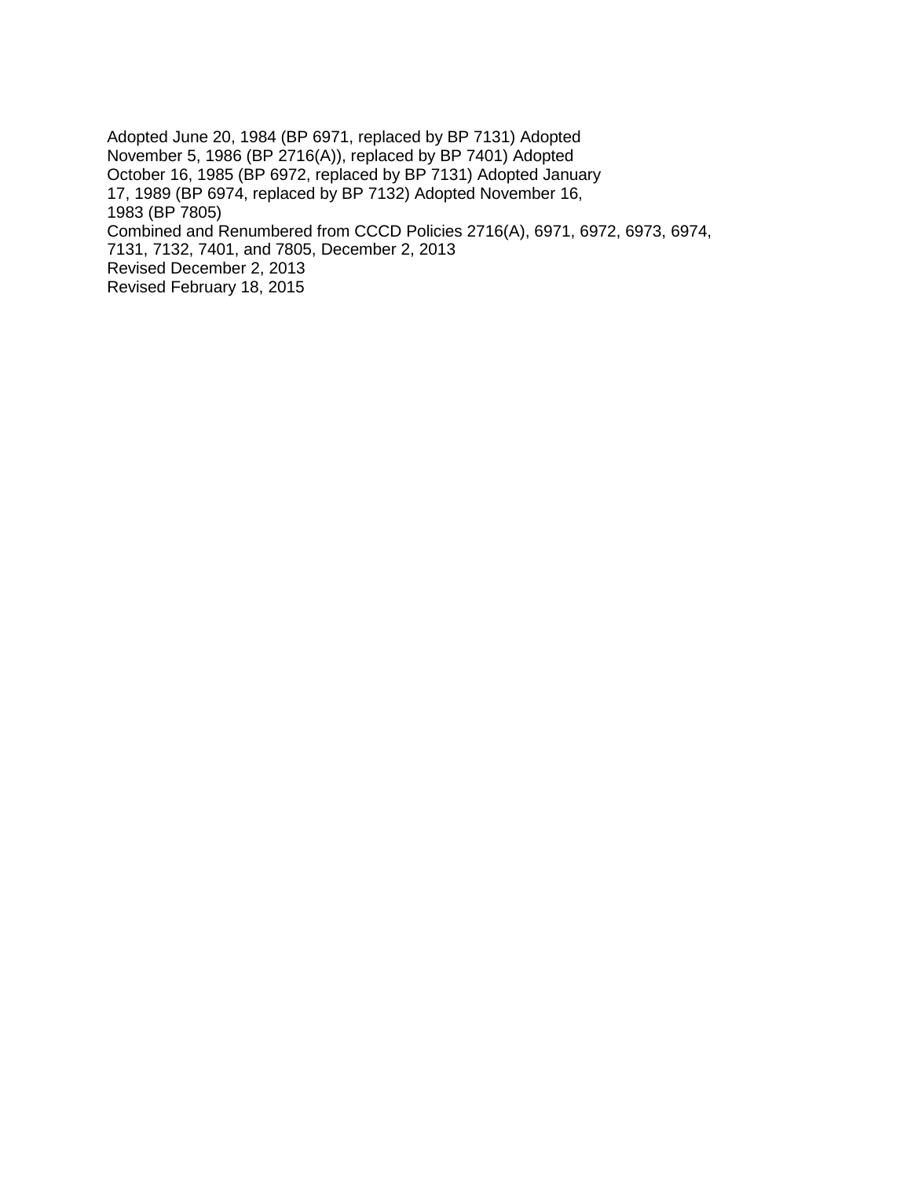Adopted June 20, 1984 (BP 6971, replaced by BP 7131) Adopted November 5, 1986 (BP 2716(A)), replaced by BP 7401) Adopted October 16, 1985 (BP 6972, replaced by BP 7131) Adopted January 17, 1989 (BP 6974, replaced by BP 7132) Adopted November 16, 1983 (BP 7805)

Combined and Renumbered from CCCD Policies 2716(A), 6971, 6972, 6973, 6974, 7131, 7132, 7401, and 7805, December 2, 2013

Revised December 2, 2013

Revised February 18, 2015